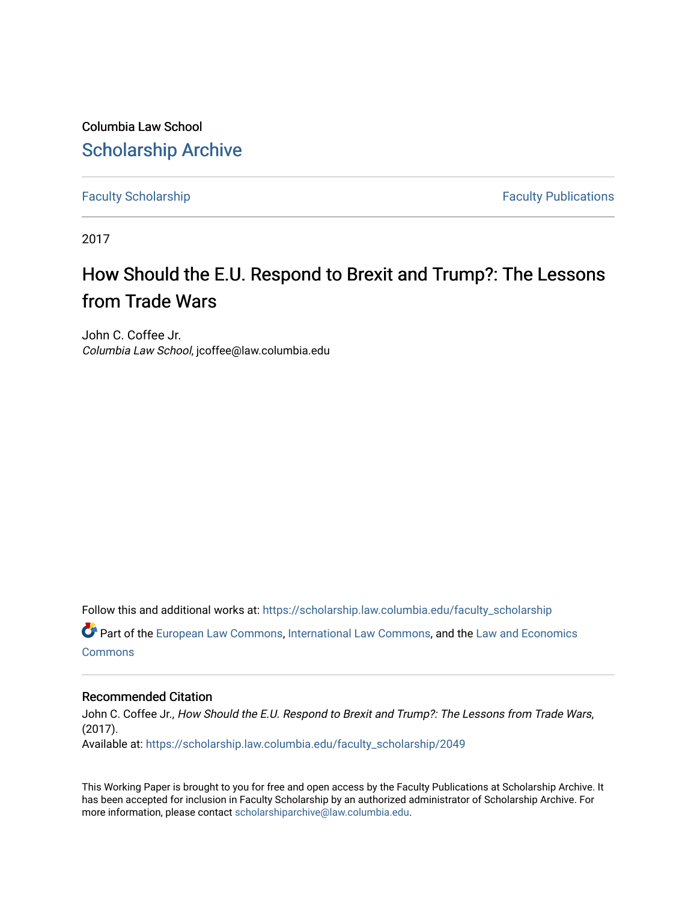Columbia Law School

# Scholarship Archive

Faculty Scholarship | Faculty Publications

2017

# How Should the E.U. Respond to Brexit and Trump?: The Lessons from Trade Wars

John C. Coffee Jr.
*Columbia Law School*, jcoffee@law.columbia.edu

Follow this and additional works at: https://scholarship.law.columbia.edu/faculty_scholarship

Part of the European Law Commons, International Law Commons, and the Law and Economics Commons

## Recommended Citation

John C. Coffee Jr., *How Should the E.U. Respond to Brexit and Trump?: The Lessons from Trade Wars*, (2017).
Available at: https://scholarship.law.columbia.edu/faculty_scholarship/2049

This Working Paper is brought to you for free and open access by the Faculty Publications at Scholarship Archive. It has been accepted for inclusion in Faculty Scholarship by an authorized administrator of Scholarship Archive. For more information, please contact scholarshiparchive@law.columbia.edu.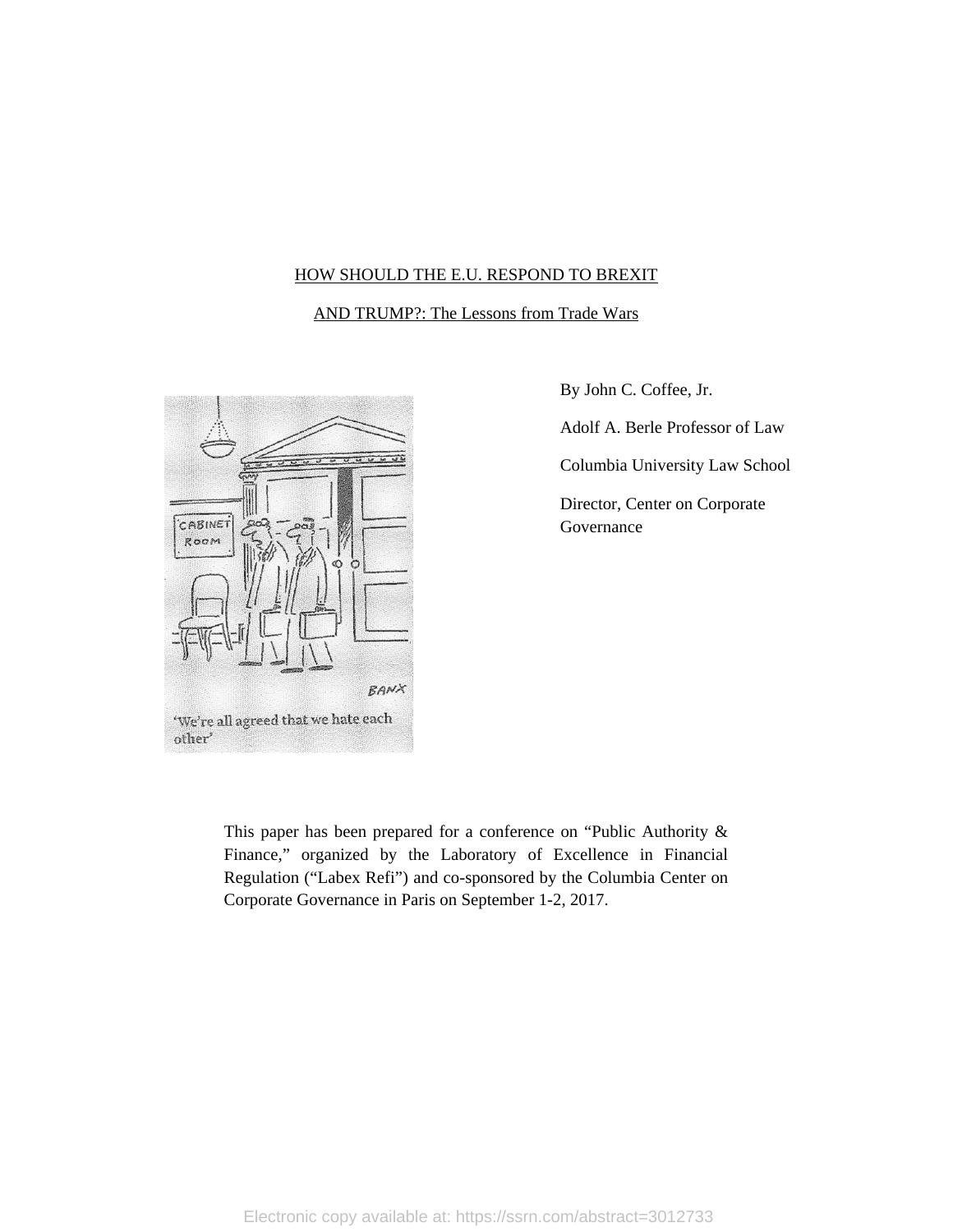# HOW SHOULD THE E.U. RESPOND TO BREXIT AND TRUMP?: The Lessons from Trade Wars

By John C. Coffee, Jr.

Adolf A. Berle Professor of Law

Columbia University Law School

Director, Center on Corporate Governance

'We're all agreed that we hate each other'

This paper has been prepared for a conference on "Public Authority & Finance," organized by the Laboratory of Excellence in Financial Regulation ("Labex Refi") and co-sponsored by the Columbia Center on Corporate Governance in Paris on September 1-2, 2017.

Electronic copy available at: https://ssrn.com/abstract=3012733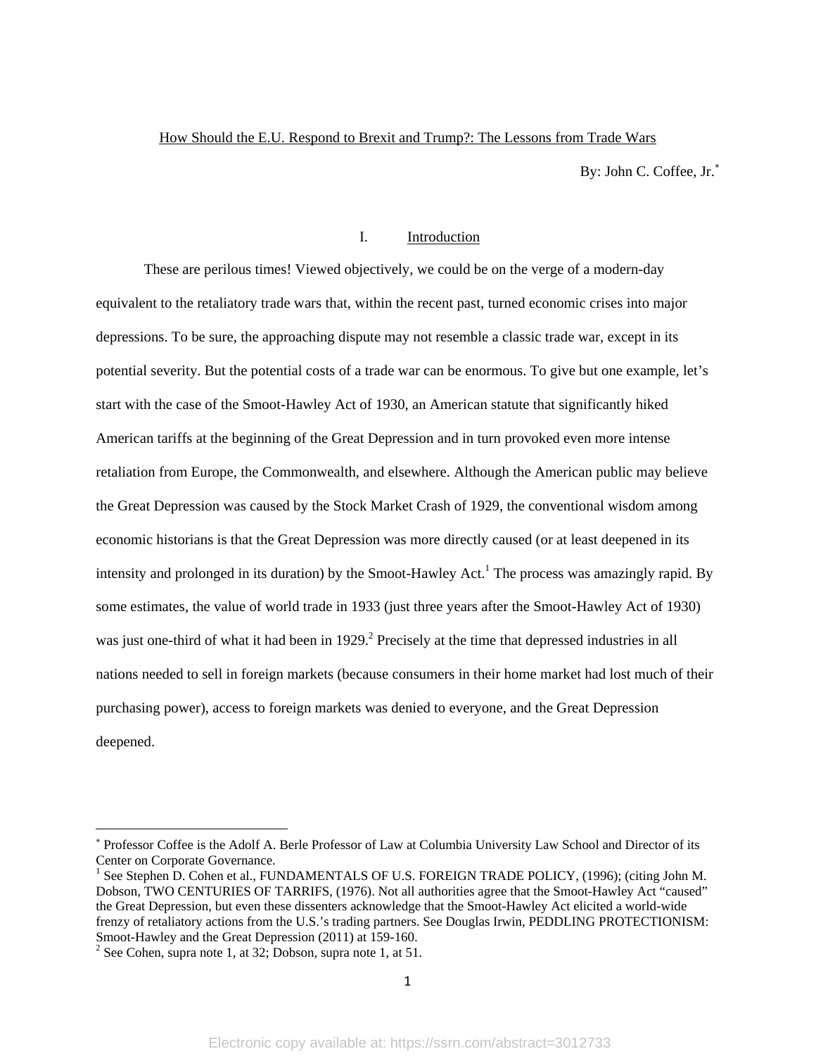How Should the E.U. Respond to Brexit and Trump?: The Lessons from Trade Wars

By: John C. Coffee, Jr.[*]

## I. Introduction

These are perilous times! Viewed objectively, we could be on the verge of a modern-day equivalent to the retaliatory trade wars that, within the recent past, turned economic crises into major depressions. To be sure, the approaching dispute may not resemble a classic trade war, except in its potential severity. But the potential costs of a trade war can be enormous. To give but one example, let's start with the case of the Smoot-Hawley Act of 1930, an American statute that significantly hiked American tariffs at the beginning of the Great Depression and in turn provoked even more intense retaliation from Europe, the Commonwealth, and elsewhere. Although the American public may believe the Great Depression was caused by the Stock Market Crash of 1929, the conventional wisdom among economic historians is that the Great Depression was more directly caused (or at least deepened in its intensity and prolonged in its duration) by the Smoot-Hawley Act.[1] The process was amazingly rapid. By some estimates, the value of world trade in 1933 (just three years after the Smoot-Hawley Act of 1930) was just one-third of what it had been in 1929.[2] Precisely at the time that depressed industries in all nations needed to sell in foreign markets (because consumers in their home market had lost much of their purchasing power), access to foreign markets was denied to everyone, and the Great Depression deepened.

---

[*] Professor Coffee is the Adolf A. Berle Professor of Law at Columbia University Law School and Director of its Center on Corporate Governance.

[1] See Stephen D. Cohen et al., FUNDAMENTALS OF U.S. FOREIGN TRADE POLICY, (1996); (citing John M. Dobson, TWO CENTURIES OF TARRIFS, (1976). Not all authorities agree that the Smoot-Hawley Act "caused" the Great Depression, but even these dissenters acknowledge that the Smoot-Hawley Act elicited a world-wide frenzy of retaliatory actions from the U.S.'s trading partners. See Douglas Irwin, PEDDLING PROTECTIONISM: Smoot-Hawley and the Great Depression (2011) at 159-160.

[2] See Cohen, supra note 1, at 32; Dobson, supra note 1, at 51.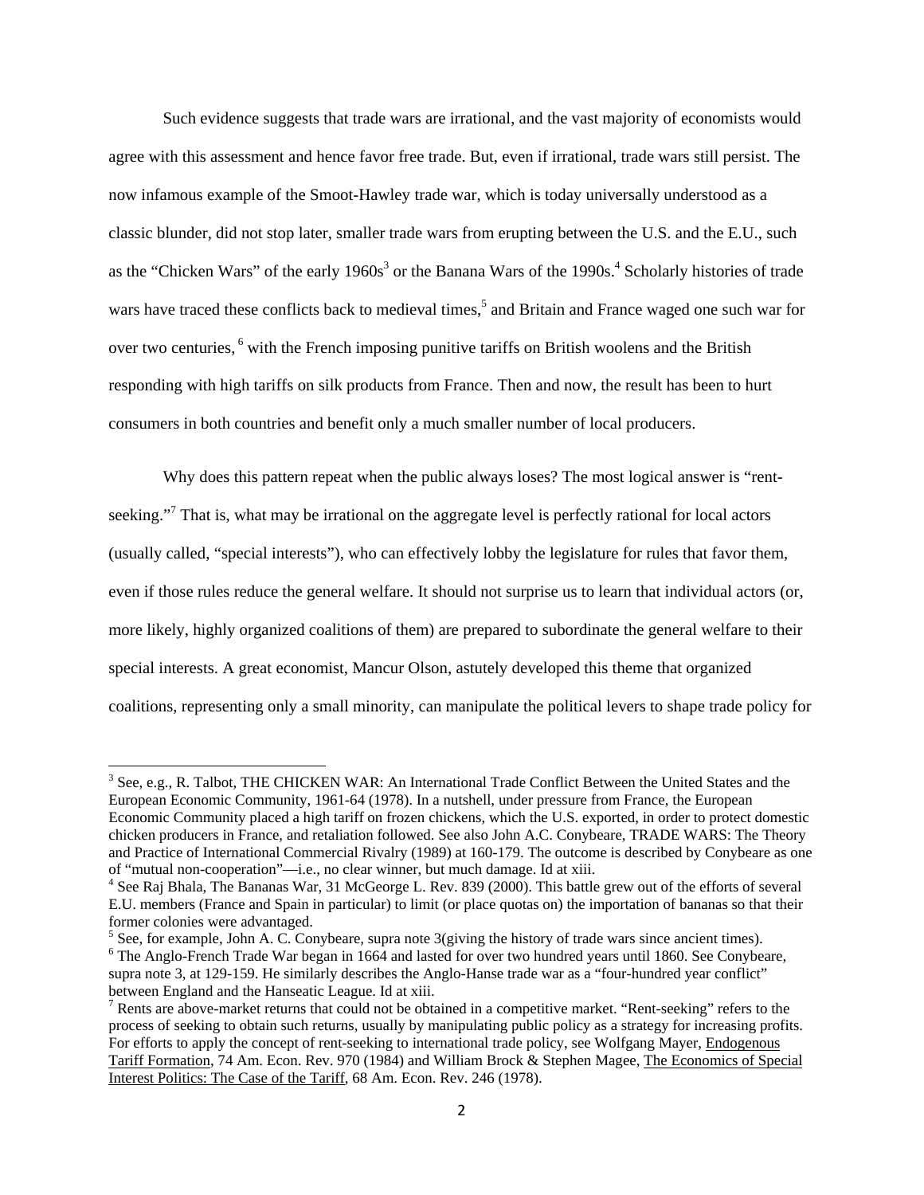Such evidence suggests that trade wars are irrational, and the vast majority of economists would agree with this assessment and hence favor free trade. But, even if irrational, trade wars still persist. The now infamous example of the Smoot-Hawley trade war, which is today universally understood as a classic blunder, did not stop later, smaller trade wars from erupting between the U.S. and the E.U., such as the "Chicken Wars" of the early 1960s[3] or the Banana Wars of the 1990s.[4] Scholarly histories of trade wars have traced these conflicts back to medieval times,[5] and Britain and France waged one such war for over two centuries, [6] with the French imposing punitive tariffs on British woolens and the British responding with high tariffs on silk products from France. Then and now, the result has been to hurt consumers in both countries and benefit only a much smaller number of local producers.

Why does this pattern repeat when the public always loses? The most logical answer is "rent-seeking."[7] That is, what may be irrational on the aggregate level is perfectly rational for local actors (usually called, "special interests"), who can effectively lobby the legislature for rules that favor them, even if those rules reduce the general welfare. It should not surprise us to learn that individual actors (or, more likely, highly organized coalitions of them) are prepared to subordinate the general welfare to their special interests. A great economist, Mancur Olson, astutely developed this theme that organized coalitions, representing only a small minority, can manipulate the political levers to shape trade policy for

---

[3] See, e.g., R. Talbot, THE CHICKEN WAR: An International Trade Conflict Between the United States and the European Economic Community, 1961-64 (1978). In a nutshell, under pressure from France, the European Economic Community placed a high tariff on frozen chickens, which the U.S. exported, in order to protect domestic chicken producers in France, and retaliation followed. See also John A.C. Conybeare, TRADE WARS: The Theory and Practice of International Commercial Rivalry (1989) at 160-179. The outcome is described by Conybeare as one of "mutual non-cooperation"—i.e., no clear winner, but much damage. Id at xiii.

[4] See Raj Bhala, The Bananas War, 31 McGeorge L. Rev. 839 (2000). This battle grew out of the efforts of several E.U. members (France and Spain in particular) to limit (or place quotas on) the importation of bananas so that their former colonies were advantaged.

[5] See, for example, John A. C. Conybeare, supra note 3(giving the history of trade wars since ancient times).

[6] The Anglo-French Trade War began in 1664 and lasted for over two hundred years until 1860. See Conybeare, supra note 3, at 129-159. He similarly describes the Anglo-Hanse trade war as a "four-hundred year conflict" between England and the Hanseatic League. Id at xiii.

[7] Rents are above-market returns that could not be obtained in a competitive market. "Rent-seeking" refers to the process of seeking to obtain such returns, usually by manipulating public policy as a strategy for increasing profits. For efforts to apply the concept of rent-seeking to international trade policy, see Wolfgang Mayer, Endogenous Tariff Formation, 74 Am. Econ. Rev. 970 (1984) and William Brock & Stephen Magee, The Economics of Special Interest Politics: The Case of the Tariff, 68 Am. Econ. Rev. 246 (1978).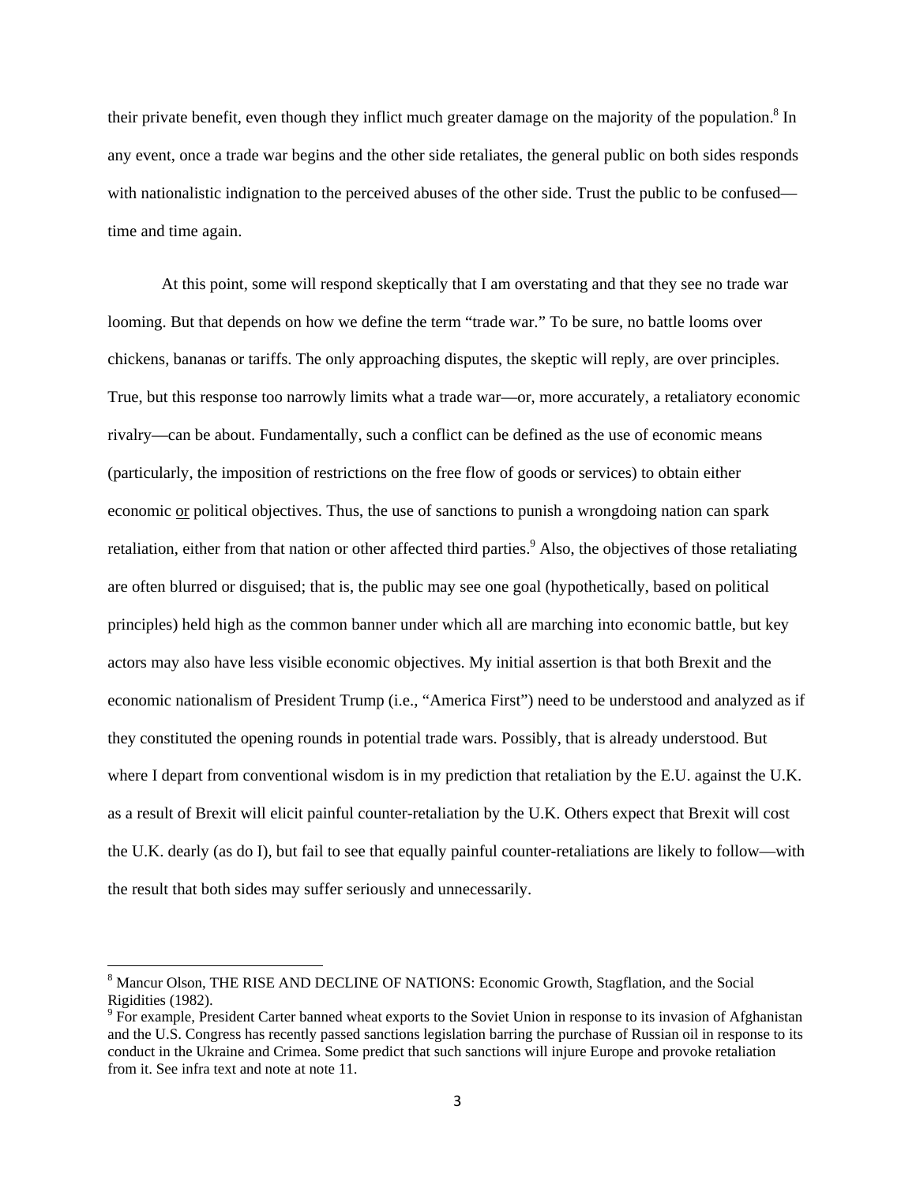their private benefit, even though they inflict much greater damage on the majority of the population.[8] In any event, once a trade war begins and the other side retaliates, the general public on both sides responds with nationalistic indignation to the perceived abuses of the other side. Trust the public to be confused—time and time again.

At this point, some will respond skeptically that I am overstating and that they see no trade war looming. But that depends on how we define the term "trade war." To be sure, no battle looms over chickens, bananas or tariffs. The only approaching disputes, the skeptic will reply, are over principles. True, but this response too narrowly limits what a trade war—or, more accurately, a retaliatory economic rivalry—can be about. Fundamentally, such a conflict can be defined as the use of economic means (particularly, the imposition of restrictions on the free flow of goods or services) to obtain either economic <u>or</u> political objectives. Thus, the use of sanctions to punish a wrongdoing nation can spark retaliation, either from that nation or other affected third parties.[9] Also, the objectives of those retaliating are often blurred or disguised; that is, the public may see one goal (hypothetically, based on political principles) held high as the common banner under which all are marching into economic battle, but key actors may also have less visible economic objectives. My initial assertion is that both Brexit and the economic nationalism of President Trump (i.e., "America First") need to be understood and analyzed as if they constituted the opening rounds in potential trade wars. Possibly, that is already understood. But where I depart from conventional wisdom is in my prediction that retaliation by the E.U. against the U.K. as a result of Brexit will elicit painful counter-retaliation by the U.K. Others expect that Brexit will cost the U.K. dearly (as do I), but fail to see that equally painful counter-retaliations are likely to follow—with the result that both sides may suffer seriously and unnecessarily.

[8] Mancur Olson, THE RISE AND DECLINE OF NATIONS: Economic Growth, Stagflation, and the Social Rigidities (1982).

[9] For example, President Carter banned wheat exports to the Soviet Union in response to its invasion of Afghanistan and the U.S. Congress has recently passed sanctions legislation barring the purchase of Russian oil in response to its conduct in the Ukraine and Crimea. Some predict that such sanctions will injure Europe and provoke retaliation from it. See infra text and note at note 11.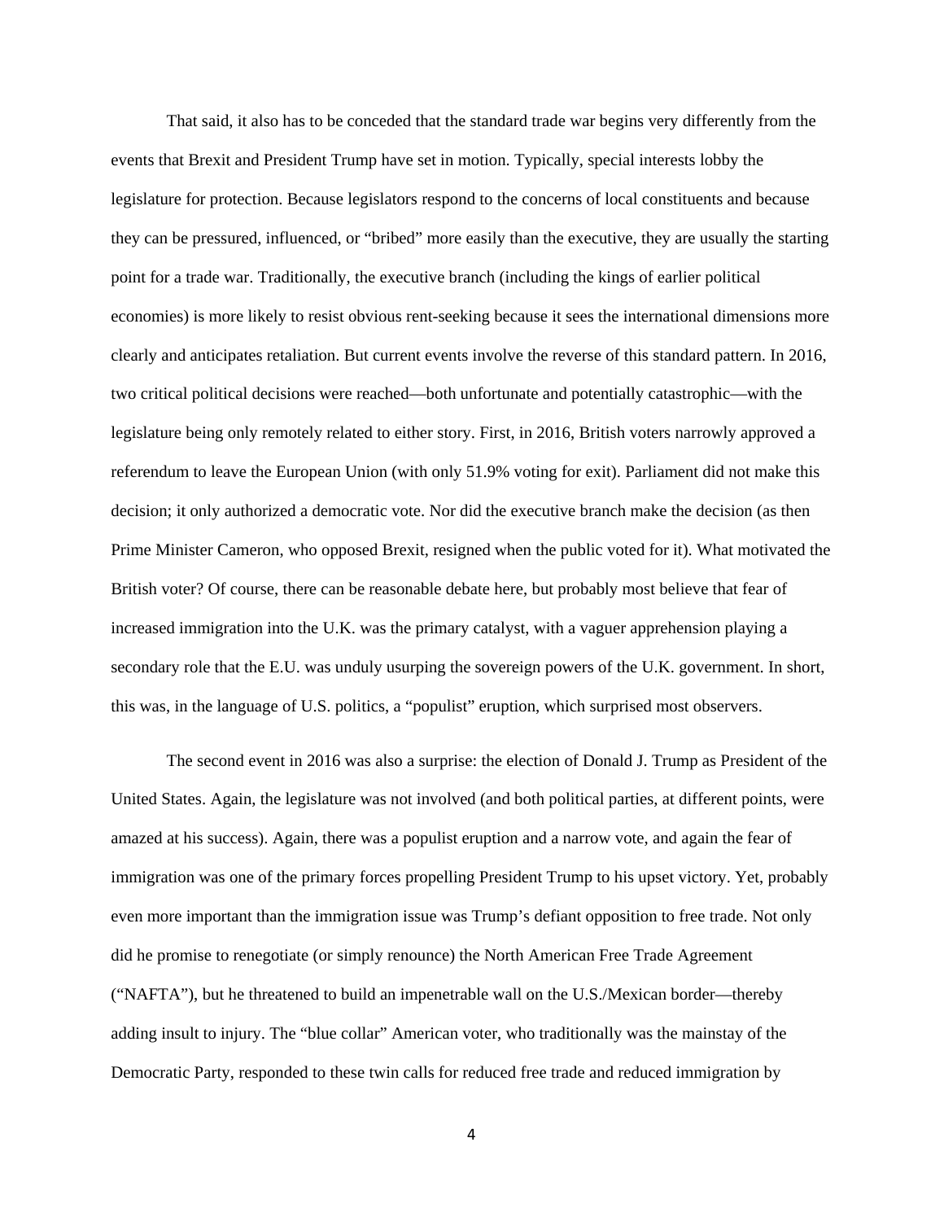That said, it also has to be conceded that the standard trade war begins very differently from the events that Brexit and President Trump have set in motion. Typically, special interests lobby the legislature for protection. Because legislators respond to the concerns of local constituents and because they can be pressured, influenced, or "bribed" more easily than the executive, they are usually the starting point for a trade war. Traditionally, the executive branch (including the kings of earlier political economies) is more likely to resist obvious rent-seeking because it sees the international dimensions more clearly and anticipates retaliation. But current events involve the reverse of this standard pattern. In 2016, two critical political decisions were reached—both unfortunate and potentially catastrophic—with the legislature being only remotely related to either story. First, in 2016, British voters narrowly approved a referendum to leave the European Union (with only 51.9% voting for exit). Parliament did not make this decision; it only authorized a democratic vote. Nor did the executive branch make the decision (as then Prime Minister Cameron, who opposed Brexit, resigned when the public voted for it). What motivated the British voter? Of course, there can be reasonable debate here, but probably most believe that fear of increased immigration into the U.K. was the primary catalyst, with a vaguer apprehension playing a secondary role that the E.U. was unduly usurping the sovereign powers of the U.K. government. In short, this was, in the language of U.S. politics, a "populist" eruption, which surprised most observers.

The second event in 2016 was also a surprise: the election of Donald J. Trump as President of the United States. Again, the legislature was not involved (and both political parties, at different points, were amazed at his success). Again, there was a populist eruption and a narrow vote, and again the fear of immigration was one of the primary forces propelling President Trump to his upset victory. Yet, probably even more important than the immigration issue was Trump's defiant opposition to free trade. Not only did he promise to renegotiate (or simply renounce) the North American Free Trade Agreement ("NAFTA"), but he threatened to build an impenetrable wall on the U.S./Mexican border—thereby adding insult to injury. The "blue collar" American voter, who traditionally was the mainstay of the Democratic Party, responded to these twin calls for reduced free trade and reduced immigration by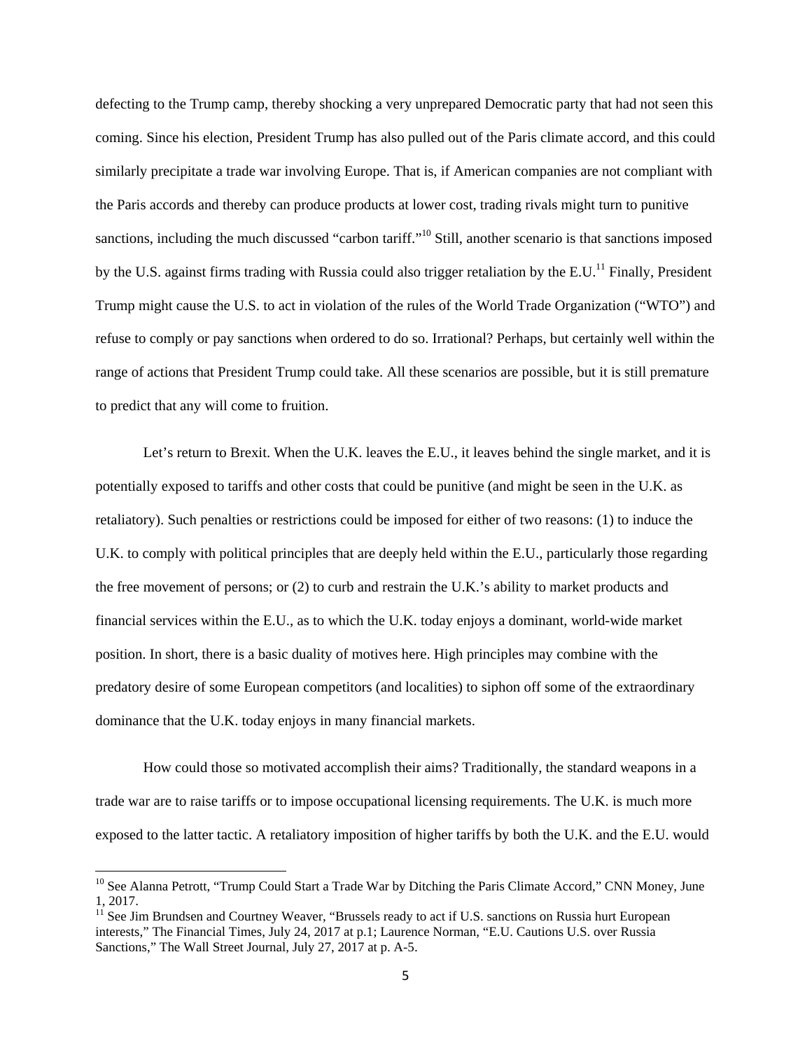defecting to the Trump camp, thereby shocking a very unprepared Democratic party that had not seen this coming. Since his election, President Trump has also pulled out of the Paris climate accord, and this could similarly precipitate a trade war involving Europe. That is, if American companies are not compliant with the Paris accords and thereby can produce products at lower cost, trading rivals might turn to punitive sanctions, including the much discussed "carbon tariff."[10] Still, another scenario is that sanctions imposed by the U.S. against firms trading with Russia could also trigger retaliation by the E.U.[11] Finally, President Trump might cause the U.S. to act in violation of the rules of the World Trade Organization ("WTO") and refuse to comply or pay sanctions when ordered to do so. Irrational? Perhaps, but certainly well within the range of actions that President Trump could take. All these scenarios are possible, but it is still premature to predict that any will come to fruition.

Let's return to Brexit. When the U.K. leaves the E.U., it leaves behind the single market, and it is potentially exposed to tariffs and other costs that could be punitive (and might be seen in the U.K. as retaliatory). Such penalties or restrictions could be imposed for either of two reasons: (1) to induce the U.K. to comply with political principles that are deeply held within the E.U., particularly those regarding the free movement of persons; or (2) to curb and restrain the U.K.'s ability to market products and financial services within the E.U., as to which the U.K. today enjoys a dominant, world-wide market position. In short, there is a basic duality of motives here. High principles may combine with the predatory desire of some European competitors (and localities) to siphon off some of the extraordinary dominance that the U.K. today enjoys in many financial markets.

How could those so motivated accomplish their aims? Traditionally, the standard weapons in a trade war are to raise tariffs or to impose occupational licensing requirements. The U.K. is much more exposed to the latter tactic. A retaliatory imposition of higher tariffs by both the U.K. and the E.U. would

---

[10] See Alanna Petrott, "Trump Could Start a Trade War by Ditching the Paris Climate Accord," CNN Money, June 1, 2017.

[11] See Jim Brundsen and Courtney Weaver, "Brussels ready to act if U.S. sanctions on Russia hurt European interests," The Financial Times, July 24, 2017 at p.1; Laurence Norman, "E.U. Cautions U.S. over Russia Sanctions," The Wall Street Journal, July 27, 2017 at p. A-5.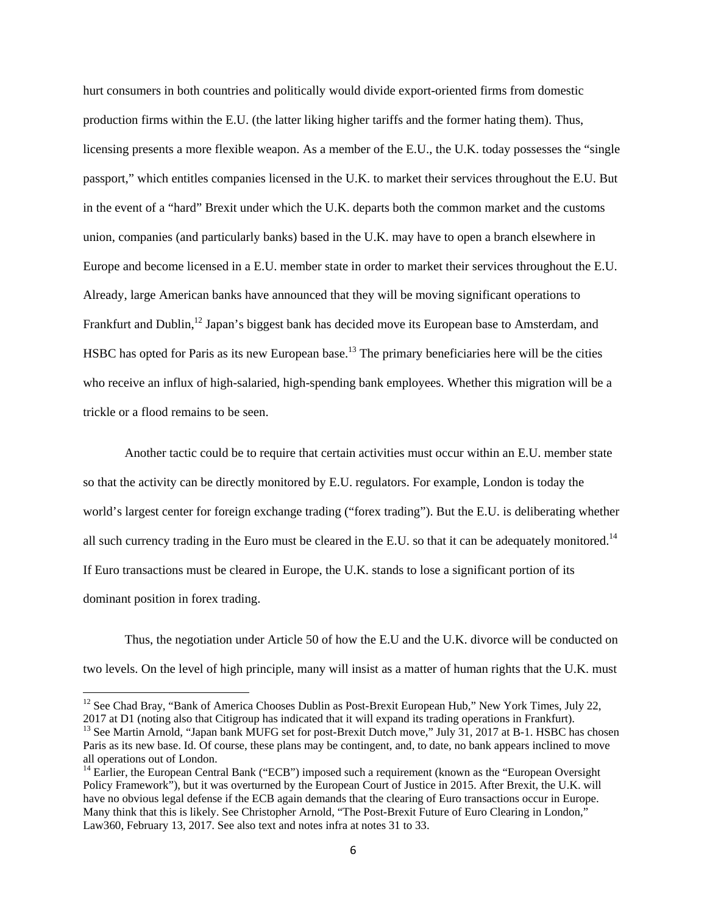hurt consumers in both countries and politically would divide export-oriented firms from domestic production firms within the E.U. (the latter liking higher tariffs and the former hating them). Thus, licensing presents a more flexible weapon. As a member of the E.U., the U.K. today possesses the "single passport," which entitles companies licensed in the U.K. to market their services throughout the E.U. But in the event of a "hard" Brexit under which the U.K. departs both the common market and the customs union, companies (and particularly banks) based in the U.K. may have to open a branch elsewhere in Europe and become licensed in a E.U. member state in order to market their services throughout the E.U. Already, large American banks have announced that they will be moving significant operations to Frankfurt and Dublin,[12] Japan's biggest bank has decided move its European base to Amsterdam, and HSBC has opted for Paris as its new European base.[13] The primary beneficiaries here will be the cities who receive an influx of high-salaried, high-spending bank employees. Whether this migration will be a trickle or a flood remains to be seen.

Another tactic could be to require that certain activities must occur within an E.U. member state so that the activity can be directly monitored by E.U. regulators. For example, London is today the world's largest center for foreign exchange trading ("forex trading"). But the E.U. is deliberating whether all such currency trading in the Euro must be cleared in the E.U. so that it can be adequately monitored.[14] If Euro transactions must be cleared in Europe, the U.K. stands to lose a significant portion of its dominant position in forex trading.

Thus, the negotiation under Article 50 of how the E.U and the U.K. divorce will be conducted on two levels. On the level of high principle, many will insist as a matter of human rights that the U.K. must

---

[12] See Chad Bray, "Bank of America Chooses Dublin as Post-Brexit European Hub," New York Times, July 22, 2017 at D1 (noting also that Citigroup has indicated that it will expand its trading operations in Frankfurt).

[13] See Martin Arnold, "Japan bank MUFG set for post-Brexit Dutch move," July 31, 2017 at B-1. HSBC has chosen Paris as its new base. Id. Of course, these plans may be contingent, and, to date, no bank appears inclined to move all operations out of London.

[14] Earlier, the European Central Bank ("ECB") imposed such a requirement (known as the "European Oversight Policy Framework"), but it was overturned by the European Court of Justice in 2015. After Brexit, the U.K. will have no obvious legal defense if the ECB again demands that the clearing of Euro transactions occur in Europe. Many think that this is likely. See Christopher Arnold, "The Post-Brexit Future of Euro Clearing in London," Law360, February 13, 2017. See also text and notes infra at notes 31 to 33.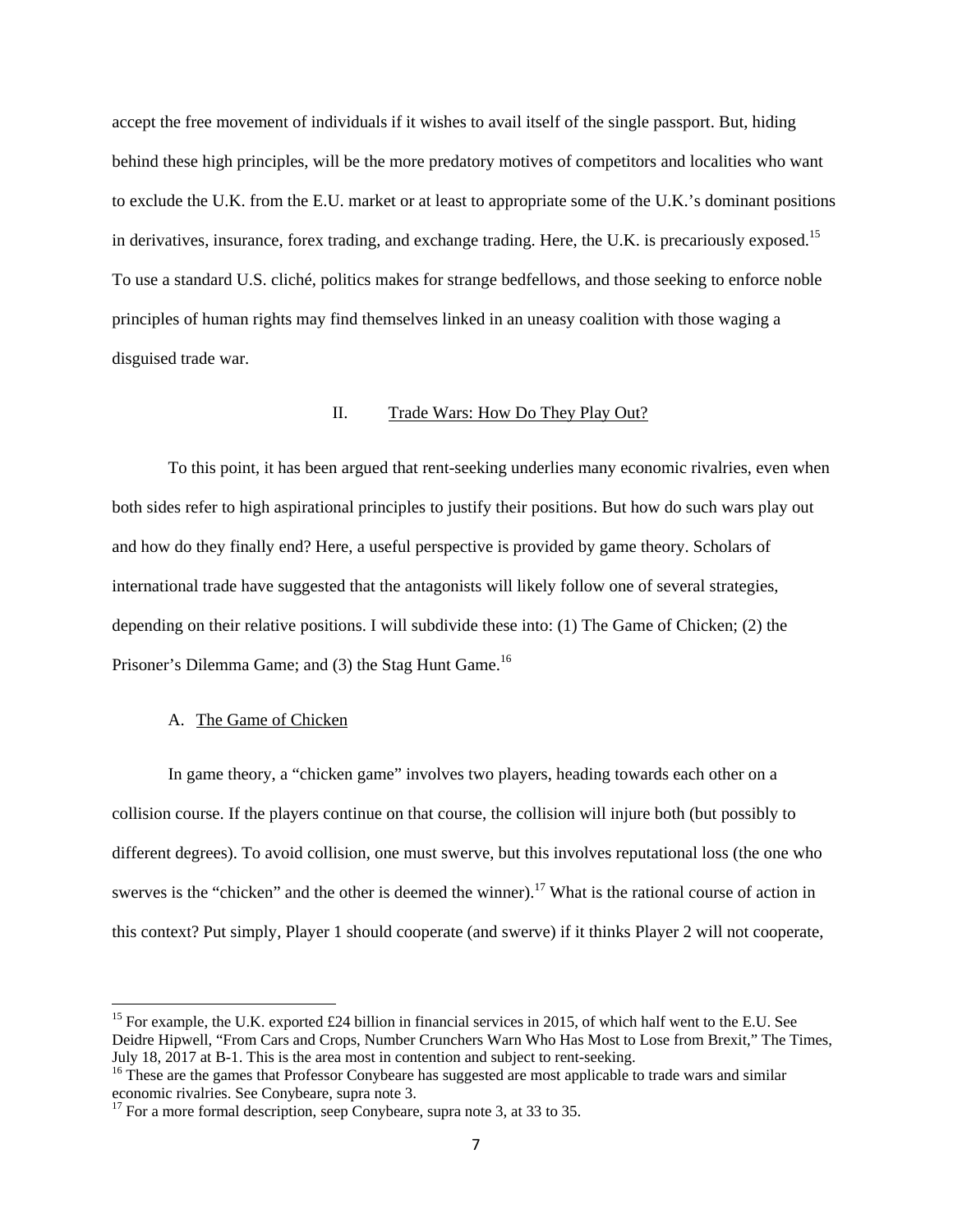accept the free movement of individuals if it wishes to avail itself of the single passport. But, hiding behind these high principles, will be the more predatory motives of competitors and localities who want to exclude the U.K. from the E.U. market or at least to appropriate some of the U.K.'s dominant positions in derivatives, insurance, forex trading, and exchange trading. Here, the U.K. is precariously exposed.[15] To use a standard U.S. cliché, politics makes for strange bedfellows, and those seeking to enforce noble principles of human rights may find themselves linked in an uneasy coalition with those waging a disguised trade war.

## II. Trade Wars: How Do They Play Out?

To this point, it has been argued that rent-seeking underlies many economic rivalries, even when both sides refer to high aspirational principles to justify their positions. But how do such wars play out and how do they finally end? Here, a useful perspective is provided by game theory. Scholars of international trade have suggested that the antagonists will likely follow one of several strategies, depending on their relative positions. I will subdivide these into: (1) The Game of Chicken; (2) the Prisoner's Dilemma Game; and (3) the Stag Hunt Game.[16]

### A. The Game of Chicken

In game theory, a "chicken game" involves two players, heading towards each other on a collision course. If the players continue on that course, the collision will injure both (but possibly to different degrees). To avoid collision, one must swerve, but this involves reputational loss (the one who swerves is the "chicken" and the other is deemed the winner).[17] What is the rational course of action in this context? Put simply, Player 1 should cooperate (and swerve) if it thinks Player 2 will not cooperate,

---

[15] For example, the U.K. exported £24 billion in financial services in 2015, of which half went to the E.U. See Deidre Hipwell, "From Cars and Crops, Number Crunchers Warn Who Has Most to Lose from Brexit," The Times, July 18, 2017 at B-1. This is the area most in contention and subject to rent-seeking.

[16] These are the games that Professor Conybeare has suggested are most applicable to trade wars and similar economic rivalries. See Conybeare, supra note 3.

[17] For a more formal description, seep Conybeare, supra note 3, at 33 to 35.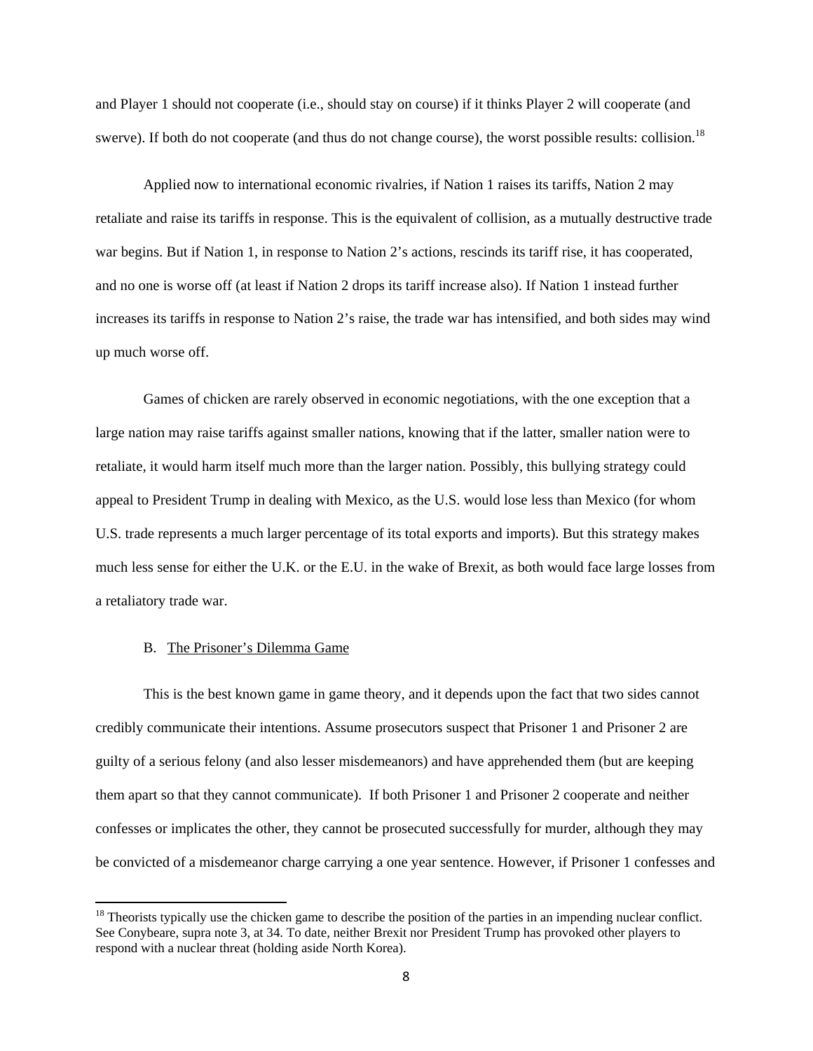and Player 1 should not cooperate (i.e., should stay on course) if it thinks Player 2 will cooperate (and swerve). If both do not cooperate (and thus do not change course), the worst possible results: collision.[18]

Applied now to international economic rivalries, if Nation 1 raises its tariffs, Nation 2 may retaliate and raise its tariffs in response. This is the equivalent of collision, as a mutually destructive trade war begins. But if Nation 1, in response to Nation 2's actions, rescinds its tariff rise, it has cooperated, and no one is worse off (at least if Nation 2 drops its tariff increase also). If Nation 1 instead further increases its tariffs in response to Nation 2's raise, the trade war has intensified, and both sides may wind up much worse off.

Games of chicken are rarely observed in economic negotiations, with the one exception that a large nation may raise tariffs against smaller nations, knowing that if the latter, smaller nation were to retaliate, it would harm itself much more than the larger nation. Possibly, this bullying strategy could appeal to President Trump in dealing with Mexico, as the U.S. would lose less than Mexico (for whom U.S. trade represents a much larger percentage of its total exports and imports). But this strategy makes much less sense for either the U.K. or the E.U. in the wake of Brexit, as both would face large losses from a retaliatory trade war.

B. <u>The Prisoner's Dilemma Game</u>

This is the best known game in game theory, and it depends upon the fact that two sides cannot credibly communicate their intentions. Assume prosecutors suspect that Prisoner 1 and Prisoner 2 are guilty of a serious felony (and also lesser misdemeanors) and have apprehended them (but are keeping them apart so that they cannot communicate). If both Prisoner 1 and Prisoner 2 cooperate and neither confesses or implicates the other, they cannot be prosecuted successfully for murder, although they may be convicted of a misdemeanor charge carrying a one year sentence. However, if Prisoner 1 confesses and

---

[18] Theorists typically use the chicken game to describe the position of the parties in an impending nuclear conflict. See Conybeare, supra note 3, at 34. To date, neither Brexit nor President Trump has provoked other players to respond with a nuclear threat (holding aside North Korea).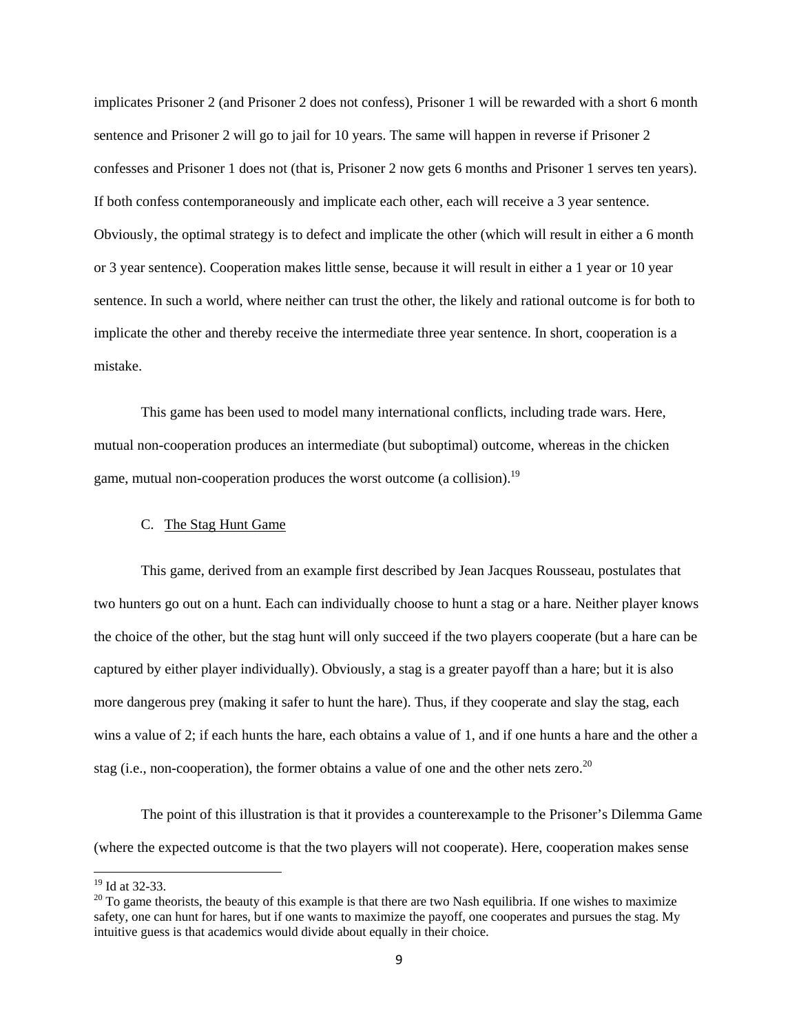implicates Prisoner 2 (and Prisoner 2 does not confess), Prisoner 1 will be rewarded with a short 6 month sentence and Prisoner 2 will go to jail for 10 years. The same will happen in reverse if Prisoner 2 confesses and Prisoner 1 does not (that is, Prisoner 2 now gets 6 months and Prisoner 1 serves ten years). If both confess contemporaneously and implicate each other, each will receive a 3 year sentence. Obviously, the optimal strategy is to defect and implicate the other (which will result in either a 6 month or 3 year sentence). Cooperation makes little sense, because it will result in either a 1 year or 10 year sentence. In such a world, where neither can trust the other, the likely and rational outcome is for both to implicate the other and thereby receive the intermediate three year sentence. In short, cooperation is a mistake.

This game has been used to model many international conflicts, including trade wars. Here, mutual non-cooperation produces an intermediate (but suboptimal) outcome, whereas in the chicken game, mutual non-cooperation produces the worst outcome (a collision).[19]

### C. The Stag Hunt Game

This game, derived from an example first described by Jean Jacques Rousseau, postulates that two hunters go out on a hunt. Each can individually choose to hunt a stag or a hare. Neither player knows the choice of the other, but the stag hunt will only succeed if the two players cooperate (but a hare can be captured by either player individually). Obviously, a stag is a greater payoff than a hare; but it is also more dangerous prey (making it safer to hunt the hare). Thus, if they cooperate and slay the stag, each wins a value of 2; if each hunts the hare, each obtains a value of 1, and if one hunts a hare and the other a stag (i.e., non-cooperation), the former obtains a value of one and the other nets zero.[20]

The point of this illustration is that it provides a counterexample to the Prisoner's Dilemma Game (where the expected outcome is that the two players will not cooperate). Here, cooperation makes sense

---

[19] Id at 32-33.

[20] To game theorists, the beauty of this example is that there are two Nash equilibria. If one wishes to maximize safety, one can hunt for hares, but if one wants to maximize the payoff, one cooperates and pursues the stag. My intuitive guess is that academics would divide about equally in their choice.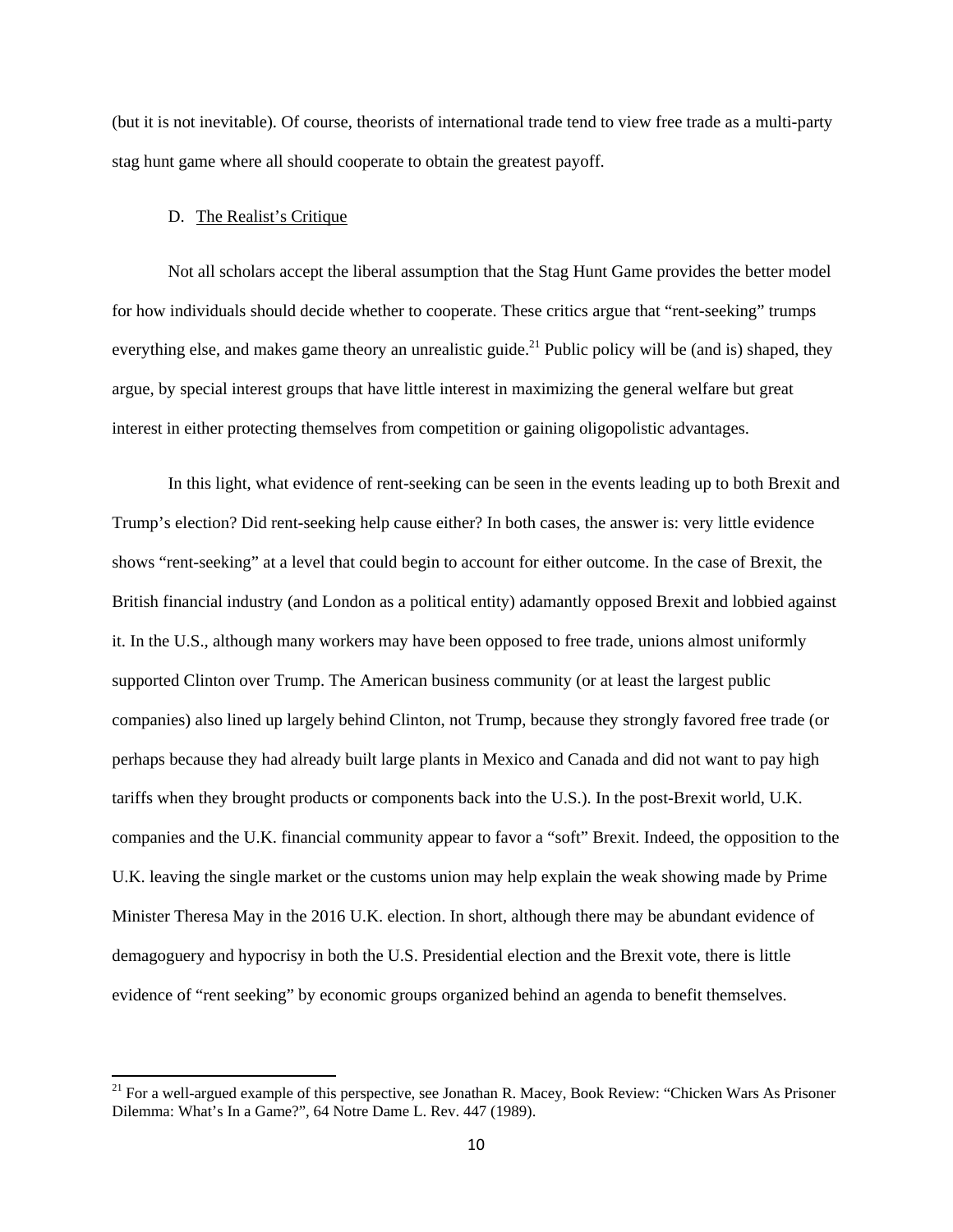(but it is not inevitable). Of course, theorists of international trade tend to view free trade as a multi-party stag hunt game where all should cooperate to obtain the greatest payoff.

### D. The Realist's Critique

Not all scholars accept the liberal assumption that the Stag Hunt Game provides the better model for how individuals should decide whether to cooperate. These critics argue that "rent-seeking" trumps everything else, and makes game theory an unrealistic guide.[21] Public policy will be (and is) shaped, they argue, by special interest groups that have little interest in maximizing the general welfare but great interest in either protecting themselves from competition or gaining oligopolistic advantages.

In this light, what evidence of rent-seeking can be seen in the events leading up to both Brexit and Trump's election? Did rent-seeking help cause either? In both cases, the answer is: very little evidence shows "rent-seeking" at a level that could begin to account for either outcome. In the case of Brexit, the British financial industry (and London as a political entity) adamantly opposed Brexit and lobbied against it. In the U.S., although many workers may have been opposed to free trade, unions almost uniformly supported Clinton over Trump. The American business community (or at least the largest public companies) also lined up largely behind Clinton, not Trump, because they strongly favored free trade (or perhaps because they had already built large plants in Mexico and Canada and did not want to pay high tariffs when they brought products or components back into the U.S.). In the post-Brexit world, U.K. companies and the U.K. financial community appear to favor a "soft" Brexit. Indeed, the opposition to the U.K. leaving the single market or the customs union may help explain the weak showing made by Prime Minister Theresa May in the 2016 U.K. election. In short, although there may be abundant evidence of demagoguery and hypocrisy in both the U.S. Presidential election and the Brexit vote, there is little evidence of "rent seeking" by economic groups organized behind an agenda to benefit themselves.

---

[21] For a well-argued example of this perspective, see Jonathan R. Macey, Book Review: "Chicken Wars As Prisoner Dilemma: What's In a Game?", 64 Notre Dame L. Rev. 447 (1989).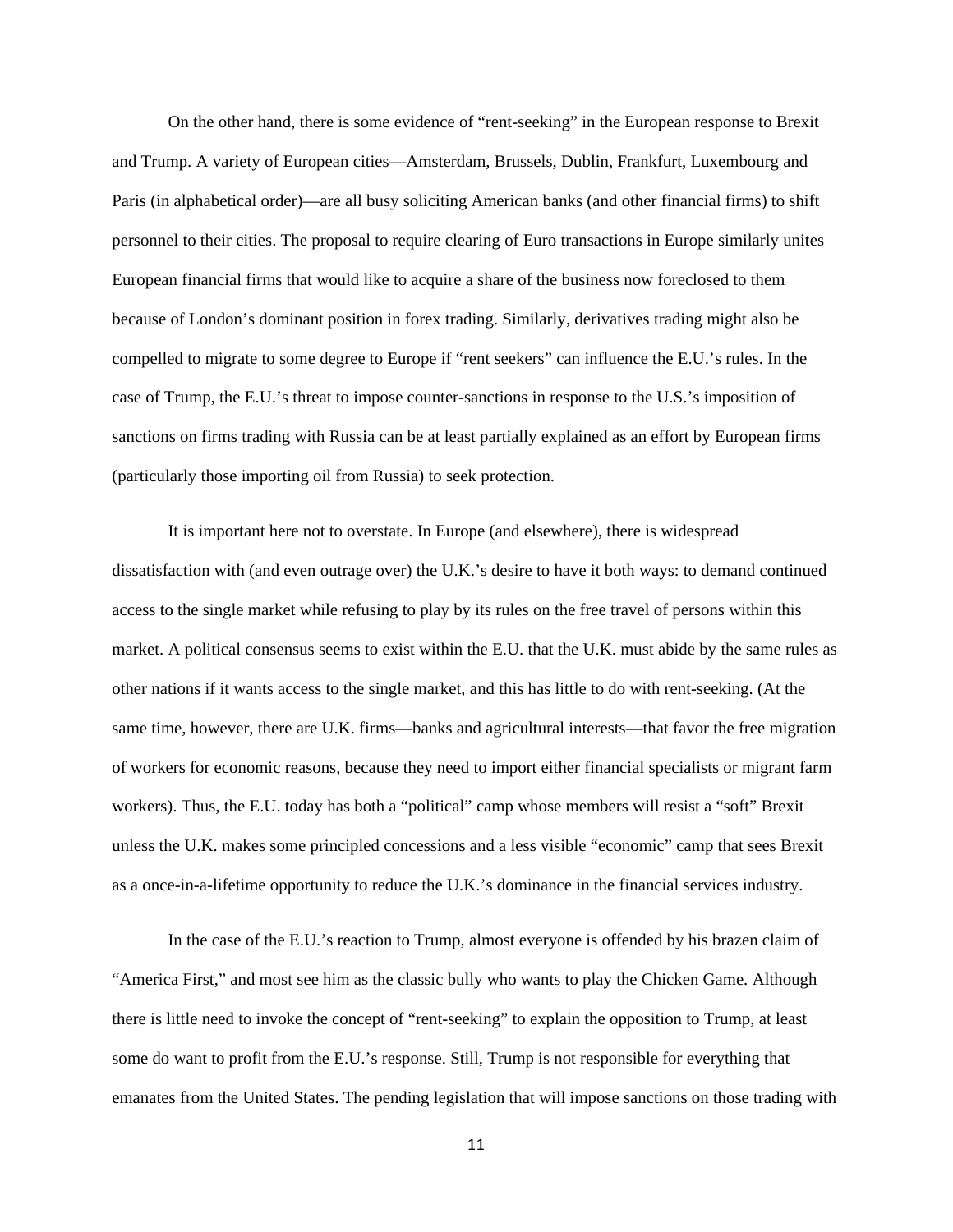On the other hand, there is some evidence of "rent-seeking" in the European response to Brexit and Trump. A variety of European cities—Amsterdam, Brussels, Dublin, Frankfurt, Luxembourg and Paris (in alphabetical order)—are all busy soliciting American banks (and other financial firms) to shift personnel to their cities. The proposal to require clearing of Euro transactions in Europe similarly unites European financial firms that would like to acquire a share of the business now foreclosed to them because of London's dominant position in forex trading. Similarly, derivatives trading might also be compelled to migrate to some degree to Europe if "rent seekers" can influence the E.U.'s rules. In the case of Trump, the E.U.'s threat to impose counter-sanctions in response to the U.S.'s imposition of sanctions on firms trading with Russia can be at least partially explained as an effort by European firms (particularly those importing oil from Russia) to seek protection.

It is important here not to overstate. In Europe (and elsewhere), there is widespread dissatisfaction with (and even outrage over) the U.K.'s desire to have it both ways: to demand continued access to the single market while refusing to play by its rules on the free travel of persons within this market. A political consensus seems to exist within the E.U. that the U.K. must abide by the same rules as other nations if it wants access to the single market, and this has little to do with rent-seeking. (At the same time, however, there are U.K. firms—banks and agricultural interests—that favor the free migration of workers for economic reasons, because they need to import either financial specialists or migrant farm workers). Thus, the E.U. today has both a "political" camp whose members will resist a "soft" Brexit unless the U.K. makes some principled concessions and a less visible "economic" camp that sees Brexit as a once-in-a-lifetime opportunity to reduce the U.K.'s dominance in the financial services industry.

In the case of the E.U.'s reaction to Trump, almost everyone is offended by his brazen claim of "America First," and most see him as the classic bully who wants to play the Chicken Game. Although there is little need to invoke the concept of "rent-seeking" to explain the opposition to Trump, at least some do want to profit from the E.U.'s response. Still, Trump is not responsible for everything that emanates from the United States. The pending legislation that will impose sanctions on those trading with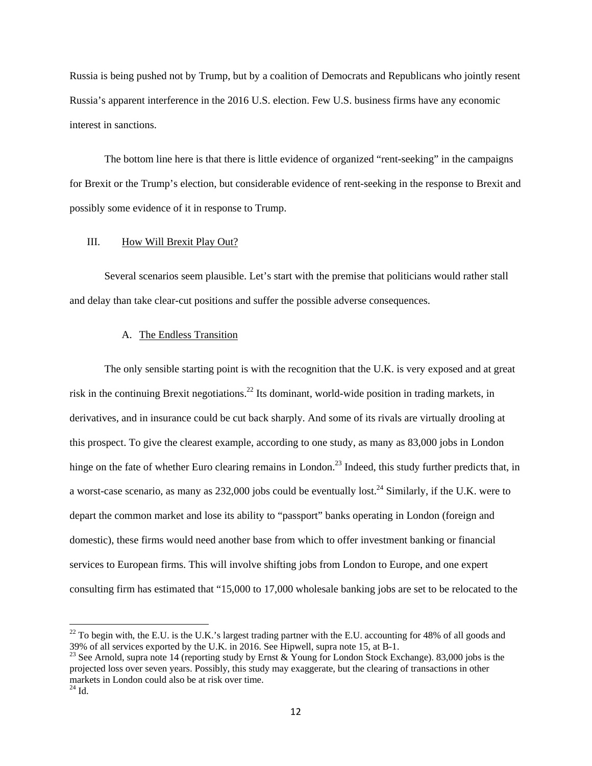Russia is being pushed not by Trump, but by a coalition of Democrats and Republicans who jointly resent Russia's apparent interference in the 2016 U.S. election. Few U.S. business firms have any economic interest in sanctions.

The bottom line here is that there is little evidence of organized "rent-seeking" in the campaigns for Brexit or the Trump's election, but considerable evidence of rent-seeking in the response to Brexit and possibly some evidence of it in response to Trump.

## III. How Will Brexit Play Out?

Several scenarios seem plausible. Let's start with the premise that politicians would rather stall and delay than take clear-cut positions and suffer the possible adverse consequences.

### A. The Endless Transition

The only sensible starting point is with the recognition that the U.K. is very exposed and at great risk in the continuing Brexit negotiations.[22] Its dominant, world-wide position in trading markets, in derivatives, and in insurance could be cut back sharply. And some of its rivals are virtually drooling at this prospect. To give the clearest example, according to one study, as many as 83,000 jobs in London hinge on the fate of whether Euro clearing remains in London.[23] Indeed, this study further predicts that, in a worst-case scenario, as many as 232,000 jobs could be eventually lost.[24] Similarly, if the U.K. were to depart the common market and lose its ability to "passport" banks operating in London (foreign and domestic), these firms would need another base from which to offer investment banking or financial services to European firms. This will involve shifting jobs from London to Europe, and one expert consulting firm has estimated that "15,000 to 17,000 wholesale banking jobs are set to be relocated to the

---

[22] To begin with, the E.U. is the U.K.'s largest trading partner with the E.U. accounting for 48% of all goods and 39% of all services exported by the U.K. in 2016. See Hipwell, supra note 15, at B-1.

[23] See Arnold, supra note 14 (reporting study by Ernst & Young for London Stock Exchange). 83,000 jobs is the projected loss over seven years. Possibly, this study may exaggerate, but the clearing of transactions in other markets in London could also be at risk over time.

[24] Id.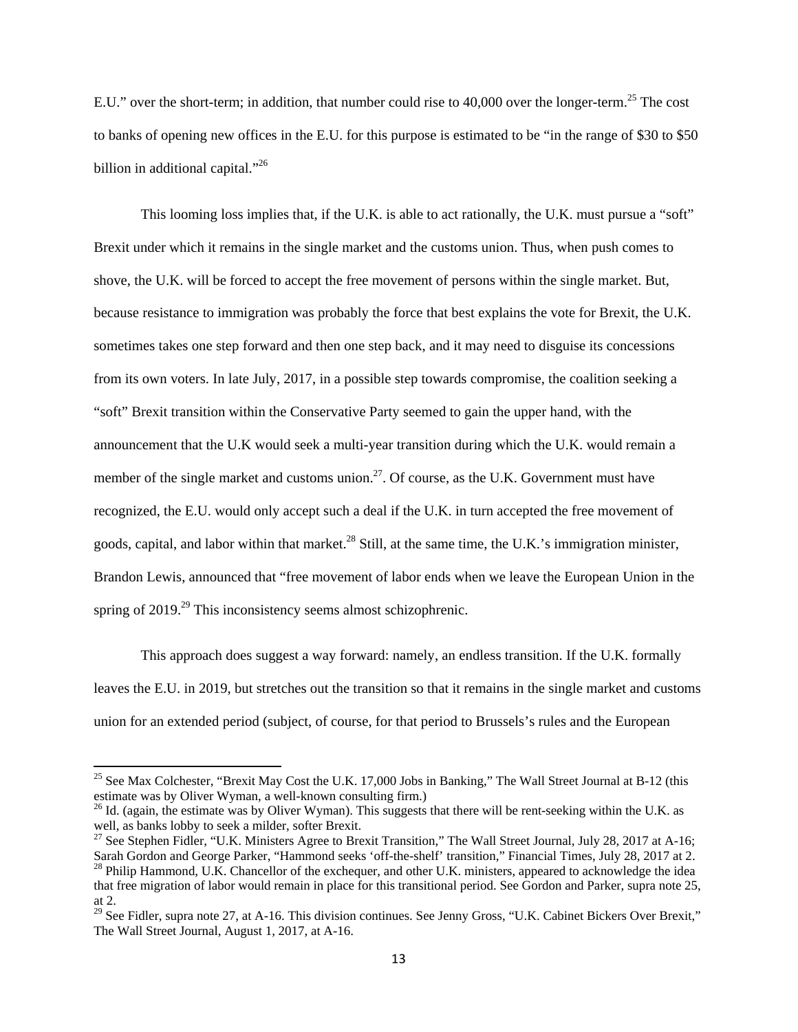E.U." over the short-term; in addition, that number could rise to 40,000 over the longer-term.[25] The cost to banks of opening new offices in the E.U. for this purpose is estimated to be "in the range of $30 to $50 billion in additional capital."[26]

This looming loss implies that, if the U.K. is able to act rationally, the U.K. must pursue a "soft" Brexit under which it remains in the single market and the customs union. Thus, when push comes to shove, the U.K. will be forced to accept the free movement of persons within the single market. But, because resistance to immigration was probably the force that best explains the vote for Brexit, the U.K. sometimes takes one step forward and then one step back, and it may need to disguise its concessions from its own voters. In late July, 2017, in a possible step towards compromise, the coalition seeking a "soft" Brexit transition within the Conservative Party seemed to gain the upper hand, with the announcement that the U.K would seek a multi-year transition during which the U.K. would remain a member of the single market and customs union.[27]. Of course, as the U.K. Government must have recognized, the E.U. would only accept such a deal if the U.K. in turn accepted the free movement of goods, capital, and labor within that market.[28] Still, at the same time, the U.K.'s immigration minister, Brandon Lewis, announced that "free movement of labor ends when we leave the European Union in the spring of 2019.[29] This inconsistency seems almost schizophrenic.

This approach does suggest a way forward: namely, an endless transition. If the U.K. formally leaves the E.U. in 2019, but stretches out the transition so that it remains in the single market and customs union for an extended period (subject, of course, for that period to Brussels's rules and the European

---

[25] See Max Colchester, "Brexit May Cost the U.K. 17,000 Jobs in Banking," The Wall Street Journal at B-12 (this estimate was by Oliver Wyman, a well-known consulting firm.)

[26] Id. (again, the estimate was by Oliver Wyman). This suggests that there will be rent-seeking within the U.K. as well, as banks lobby to seek a milder, softer Brexit.

[27] See Stephen Fidler, "U.K. Ministers Agree to Brexit Transition," The Wall Street Journal, July 28, 2017 at A-16; Sarah Gordon and George Parker, "Hammond seeks 'off-the-shelf' transition," Financial Times, July 28, 2017 at 2.

[28] Philip Hammond, U.K. Chancellor of the exchequer, and other U.K. ministers, appeared to acknowledge the idea that free migration of labor would remain in place for this transitional period. See Gordon and Parker, supra note 25, at 2.

[29] See Fidler, supra note 27, at A-16. This division continues. See Jenny Gross, "U.K. Cabinet Bickers Over Brexit," The Wall Street Journal, August 1, 2017, at A-16.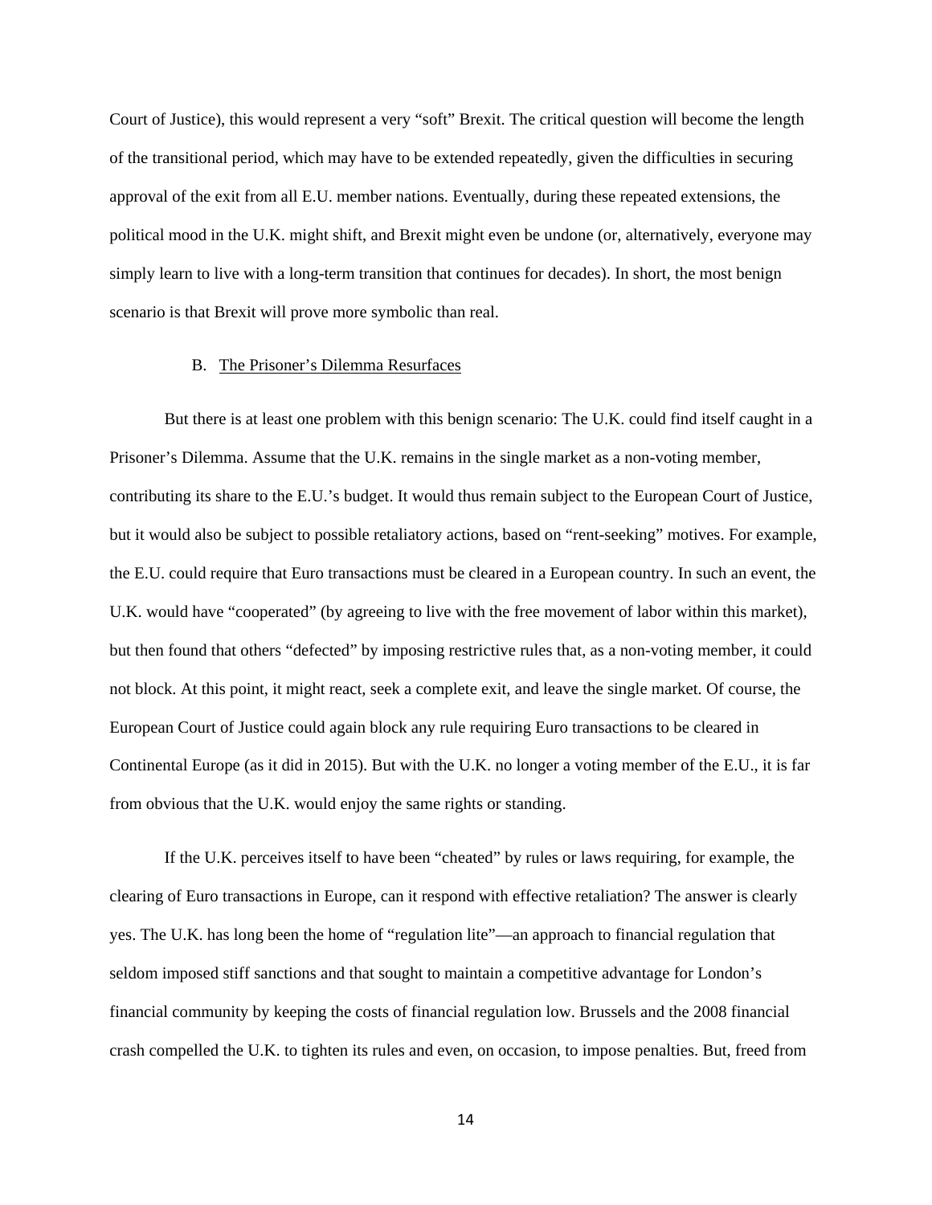Court of Justice), this would represent a very "soft" Brexit. The critical question will become the length of the transitional period, which may have to be extended repeatedly, given the difficulties in securing approval of the exit from all E.U. member nations. Eventually, during these repeated extensions, the political mood in the U.K. might shift, and Brexit might even be undone (or, alternatively, everyone may simply learn to live with a long-term transition that continues for decades). In short, the most benign scenario is that Brexit will prove more symbolic than real.

### B. The Prisoner's Dilemma Resurfaces

But there is at least one problem with this benign scenario: The U.K. could find itself caught in a Prisoner's Dilemma. Assume that the U.K. remains in the single market as a non-voting member, contributing its share to the E.U.'s budget. It would thus remain subject to the European Court of Justice, but it would also be subject to possible retaliatory actions, based on "rent-seeking" motives. For example, the E.U. could require that Euro transactions must be cleared in a European country. In such an event, the U.K. would have "cooperated" (by agreeing to live with the free movement of labor within this market), but then found that others "defected" by imposing restrictive rules that, as a non-voting member, it could not block. At this point, it might react, seek a complete exit, and leave the single market. Of course, the European Court of Justice could again block any rule requiring Euro transactions to be cleared in Continental Europe (as it did in 2015). But with the U.K. no longer a voting member of the E.U., it is far from obvious that the U.K. would enjoy the same rights or standing.

If the U.K. perceives itself to have been "cheated" by rules or laws requiring, for example, the clearing of Euro transactions in Europe, can it respond with effective retaliation? The answer is clearly yes. The U.K. has long been the home of "regulation lite"—an approach to financial regulation that seldom imposed stiff sanctions and that sought to maintain a competitive advantage for London's financial community by keeping the costs of financial regulation low. Brussels and the 2008 financial crash compelled the U.K. to tighten its rules and even, on occasion, to impose penalties. But, freed from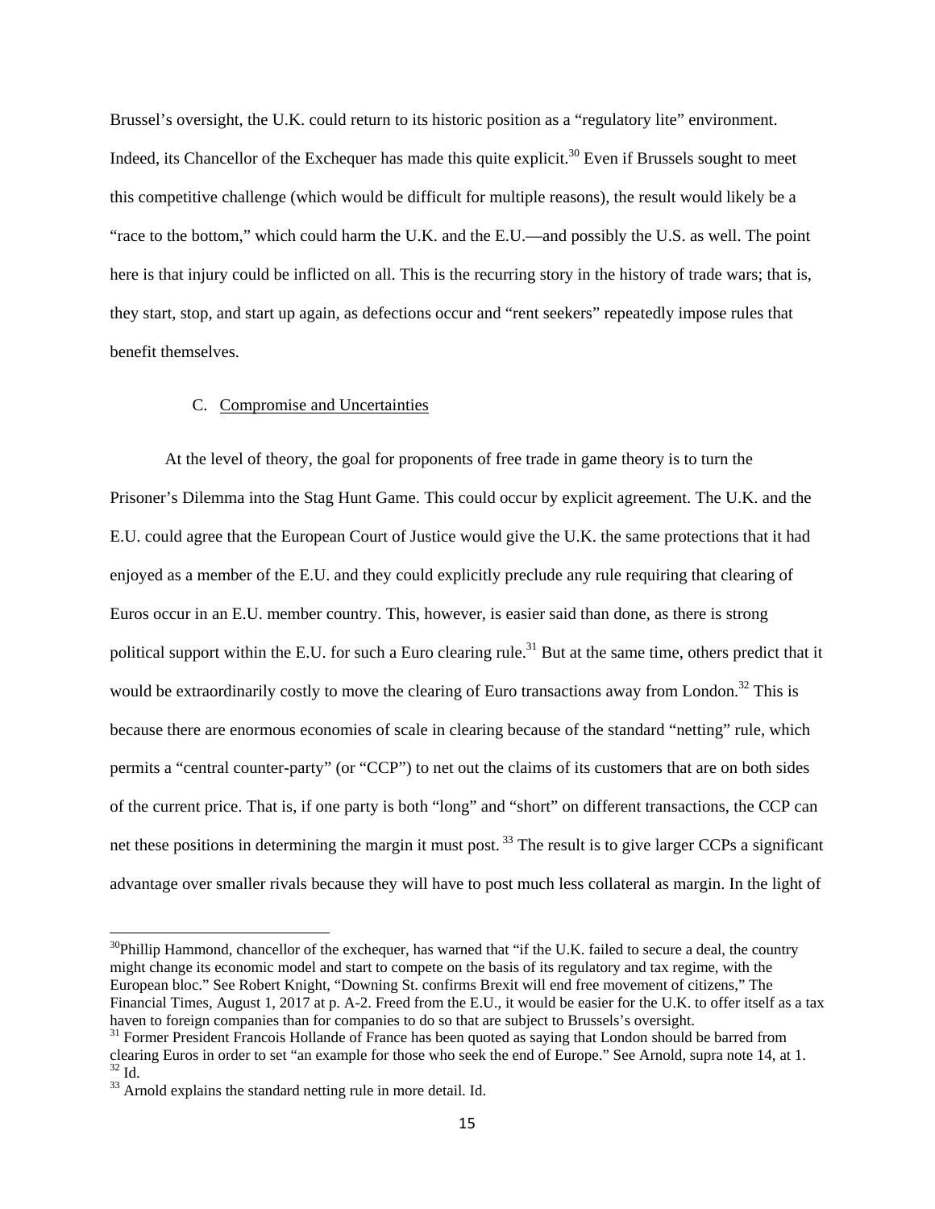Brussel's oversight, the U.K. could return to its historic position as a "regulatory lite" environment. Indeed, its Chancellor of the Exchequer has made this quite explicit.[30] Even if Brussels sought to meet this competitive challenge (which would be difficult for multiple reasons), the result would likely be a "race to the bottom," which could harm the U.K. and the E.U.—and possibly the U.S. as well. The point here is that injury could be inflicted on all. This is the recurring story in the history of trade wars; that is, they start, stop, and start up again, as defections occur and "rent seekers" repeatedly impose rules that benefit themselves.

### C. Compromise and Uncertainties

At the level of theory, the goal for proponents of free trade in game theory is to turn the Prisoner's Dilemma into the Stag Hunt Game. This could occur by explicit agreement. The U.K. and the E.U. could agree that the European Court of Justice would give the U.K. the same protections that it had enjoyed as a member of the E.U. and they could explicitly preclude any rule requiring that clearing of Euros occur in an E.U. member country. This, however, is easier said than done, as there is strong political support within the E.U. for such a Euro clearing rule.[31] But at the same time, others predict that it would be extraordinarily costly to move the clearing of Euro transactions away from London.[32] This is because there are enormous economies of scale in clearing because of the standard "netting" rule, which permits a "central counter-party" (or "CCP") to net out the claims of its customers that are on both sides of the current price. That is, if one party is both "long" and "short" on different transactions, the CCP can net these positions in determining the margin it must post.[33] The result is to give larger CCPs a significant advantage over smaller rivals because they will have to post much less collateral as margin. In the light of

---

[30] Phillip Hammond, chancellor of the exchequer, has warned that "if the U.K. failed to secure a deal, the country might change its economic model and start to compete on the basis of its regulatory and tax regime, with the European bloc." See Robert Knight, "Downing St. confirms Brexit will end free movement of citizens," The Financial Times, August 1, 2017 at p. A-2. Freed from the E.U., it would be easier for the U.K. to offer itself as a tax haven to foreign companies than for companies to do so that are subject to Brussels's oversight.

[31] Former President Francois Hollande of France has been quoted as saying that London should be barred from clearing Euros in order to set "an example for those who seek the end of Europe." See Arnold, supra note 14, at 1.

[32] Id.

[33] Arnold explains the standard netting rule in more detail. Id.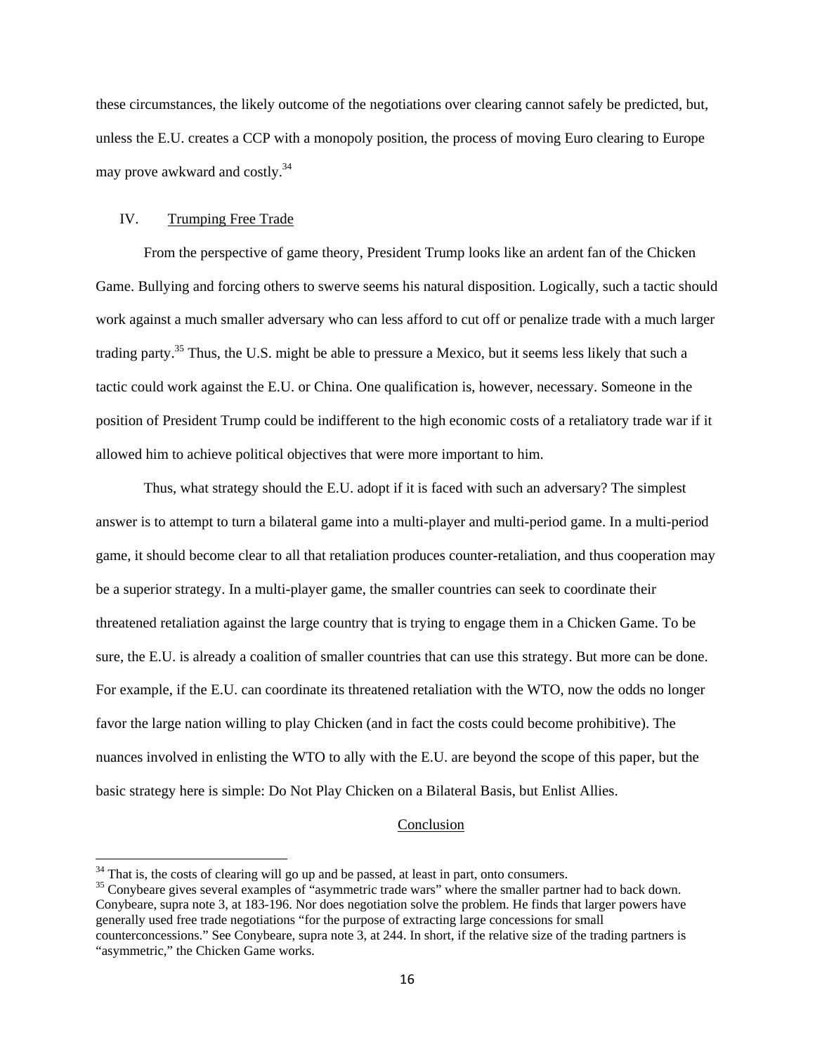these circumstances, the likely outcome of the negotiations over clearing cannot safely be predicted, but, unless the E.U. creates a CCP with a monopoly position, the process of moving Euro clearing to Europe may prove awkward and costly.[34]

## IV. Trumping Free Trade

From the perspective of game theory, President Trump looks like an ardent fan of the Chicken Game. Bullying and forcing others to swerve seems his natural disposition. Logically, such a tactic should work against a much smaller adversary who can less afford to cut off or penalize trade with a much larger trading party.[35] Thus, the U.S. might be able to pressure a Mexico, but it seems less likely that such a tactic could work against the E.U. or China. One qualification is, however, necessary. Someone in the position of President Trump could be indifferent to the high economic costs of a retaliatory trade war if it allowed him to achieve political objectives that were more important to him.

Thus, what strategy should the E.U. adopt if it is faced with such an adversary? The simplest answer is to attempt to turn a bilateral game into a multi-player and multi-period game. In a multi-period game, it should become clear to all that retaliation produces counter-retaliation, and thus cooperation may be a superior strategy. In a multi-player game, the smaller countries can seek to coordinate their threatened retaliation against the large country that is trying to engage them in a Chicken Game. To be sure, the E.U. is already a coalition of smaller countries that can use this strategy. But more can be done. For example, if the E.U. can coordinate its threatened retaliation with the WTO, now the odds no longer favor the large nation willing to play Chicken (and in fact the costs could become prohibitive). The nuances involved in enlisting the WTO to ally with the E.U. are beyond the scope of this paper, but the basic strategy here is simple: Do Not Play Chicken on a Bilateral Basis, but Enlist Allies.

## Conclusion

---

[34] That is, the costs of clearing will go up and be passed, at least in part, onto consumers.

[35] Conybeare gives several examples of "asymmetric trade wars" where the smaller partner had to back down. Conybeare, supra note 3, at 183-196. Nor does negotiation solve the problem. He finds that larger powers have generally used free trade negotiations "for the purpose of extracting large concessions for small counterconcessions." See Conybeare, supra note 3, at 244. In short, if the relative size of the trading partners is "asymmetric," the Chicken Game works.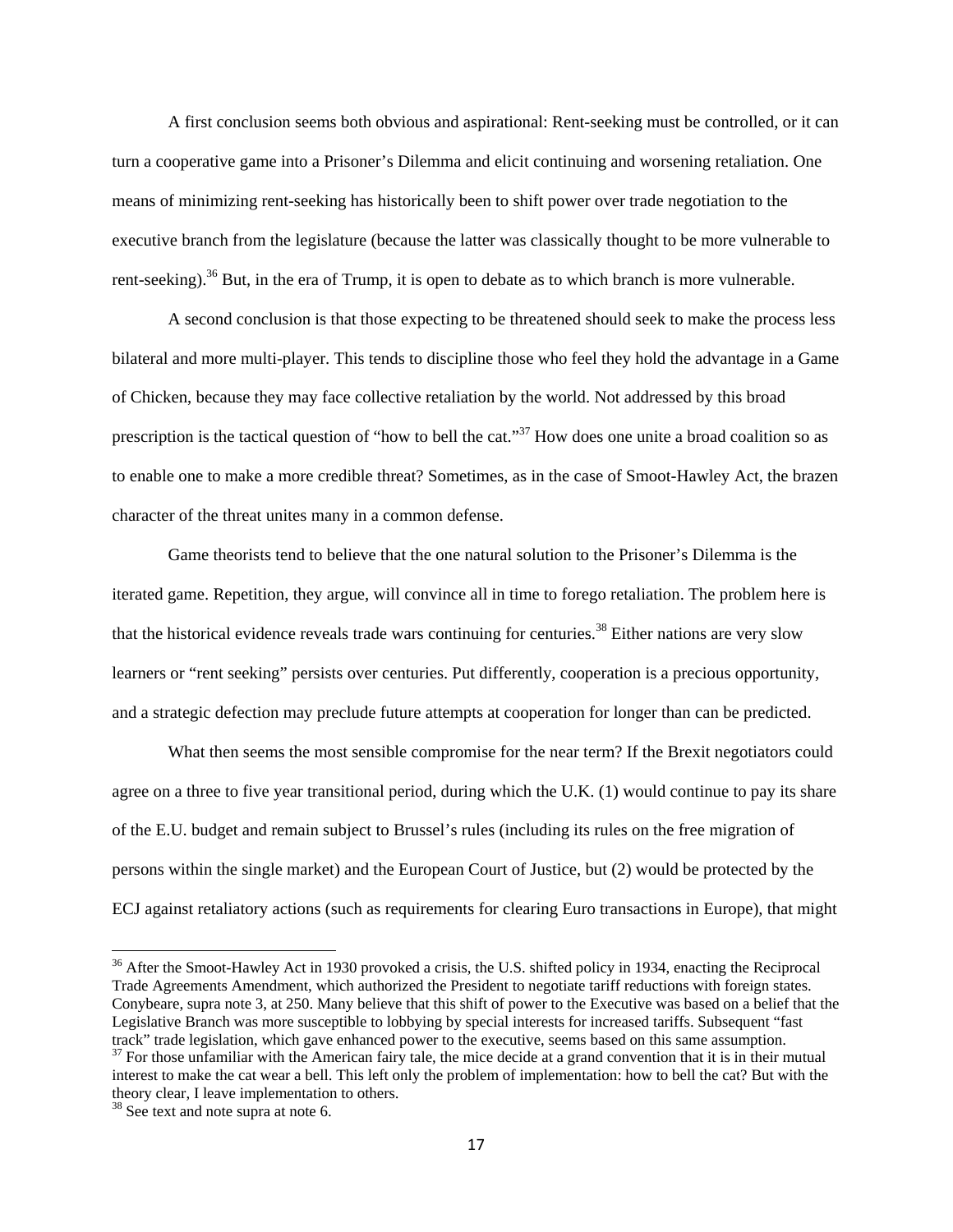A first conclusion seems both obvious and aspirational: Rent-seeking must be controlled, or it can turn a cooperative game into a Prisoner's Dilemma and elicit continuing and worsening retaliation. One means of minimizing rent-seeking has historically been to shift power over trade negotiation to the executive branch from the legislature (because the latter was classically thought to be more vulnerable to rent-seeking).[36] But, in the era of Trump, it is open to debate as to which branch is more vulnerable.

A second conclusion is that those expecting to be threatened should seek to make the process less bilateral and more multi-player. This tends to discipline those who feel they hold the advantage in a Game of Chicken, because they may face collective retaliation by the world. Not addressed by this broad prescription is the tactical question of "how to bell the cat."[37] How does one unite a broad coalition so as to enable one to make a more credible threat? Sometimes, as in the case of Smoot-Hawley Act, the brazen character of the threat unites many in a common defense.

Game theorists tend to believe that the one natural solution to the Prisoner's Dilemma is the iterated game. Repetition, they argue, will convince all in time to forego retaliation. The problem here is that the historical evidence reveals trade wars continuing for centuries.[38] Either nations are very slow learners or "rent seeking" persists over centuries. Put differently, cooperation is a precious opportunity, and a strategic defection may preclude future attempts at cooperation for longer than can be predicted.

What then seems the most sensible compromise for the near term? If the Brexit negotiators could agree on a three to five year transitional period, during which the U.K. (1) would continue to pay its share of the E.U. budget and remain subject to Brussel's rules (including its rules on the free migration of persons within the single market) and the European Court of Justice, but (2) would be protected by the ECJ against retaliatory actions (such as requirements for clearing Euro transactions in Europe), that might

---

[36] After the Smoot-Hawley Act in 1930 provoked a crisis, the U.S. shifted policy in 1934, enacting the Reciprocal Trade Agreements Amendment, which authorized the President to negotiate tariff reductions with foreign states. Conybeare, supra note 3, at 250. Many believe that this shift of power to the Executive was based on a belief that the Legislative Branch was more susceptible to lobbying by special interests for increased tariffs. Subsequent "fast track" trade legislation, which gave enhanced power to the executive, seems based on this same assumption.

[37] For those unfamiliar with the American fairy tale, the mice decide at a grand convention that it is in their mutual interest to make the cat wear a bell. This left only the problem of implementation: how to bell the cat? But with the theory clear, I leave implementation to others.

[38] See text and note supra at note 6.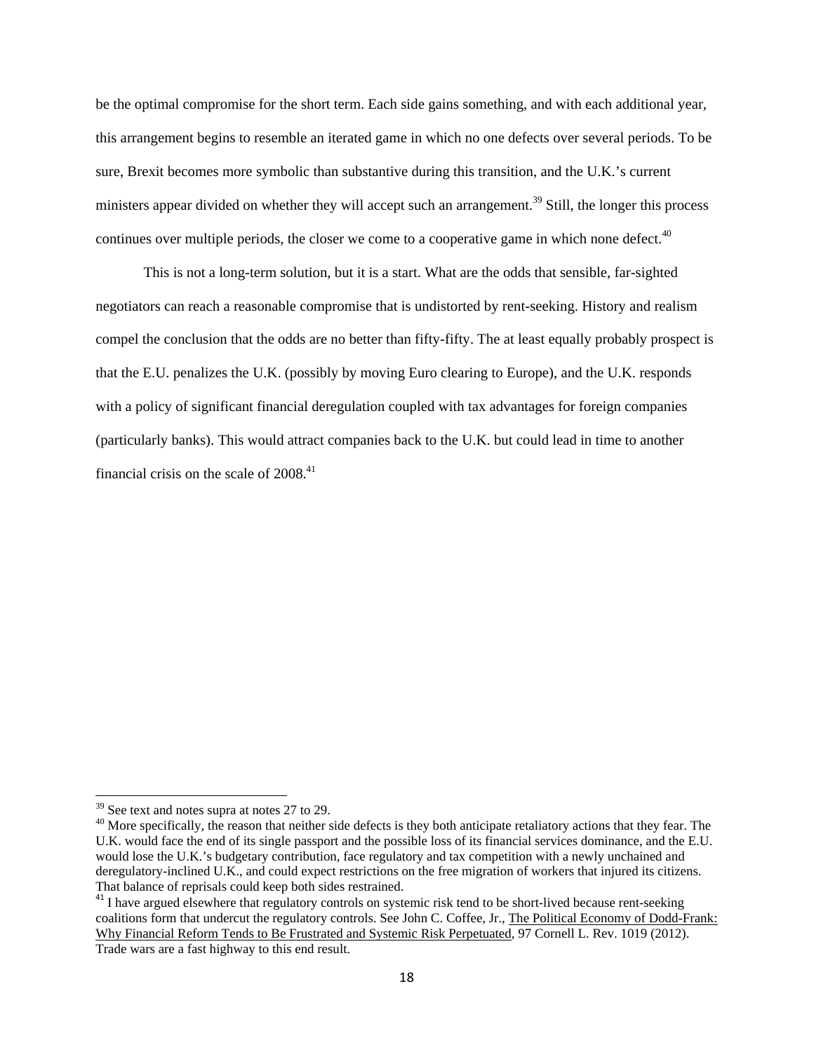be the optimal compromise for the short term. Each side gains something, and with each additional year, this arrangement begins to resemble an iterated game in which no one defects over several periods. To be sure, Brexit becomes more symbolic than substantive during this transition, and the U.K.'s current ministers appear divided on whether they will accept such an arrangement.[39] Still, the longer this process continues over multiple periods, the closer we come to a cooperative game in which none defect.[40]

This is not a long-term solution, but it is a start. What are the odds that sensible, far-sighted negotiators can reach a reasonable compromise that is undistorted by rent-seeking. History and realism compel the conclusion that the odds are no better than fifty-fifty. The at least equally probably prospect is that the E.U. penalizes the U.K. (possibly by moving Euro clearing to Europe), and the U.K. responds with a policy of significant financial deregulation coupled with tax advantages for foreign companies (particularly banks). This would attract companies back to the U.K. but could lead in time to another financial crisis on the scale of 2008.[41]

---

[39] See text and notes supra at notes 27 to 29.

[40] More specifically, the reason that neither side defects is they both anticipate retaliatory actions that they fear. The U.K. would face the end of its single passport and the possible loss of its financial services dominance, and the E.U. would lose the U.K.'s budgetary contribution, face regulatory and tax competition with a newly unchained and deregulatory-inclined U.K., and could expect restrictions on the free migration of workers that injured its citizens. That balance of reprisals could keep both sides restrained.

[41] I have argued elsewhere that regulatory controls on systemic risk tend to be short-lived because rent-seeking coalitions form that undercut the regulatory controls. See John C. Coffee, Jr., The Political Economy of Dodd-Frank: Why Financial Reform Tends to Be Frustrated and Systemic Risk Perpetuated, 97 Cornell L. Rev. 1019 (2012). Trade wars are a fast highway to this end result.